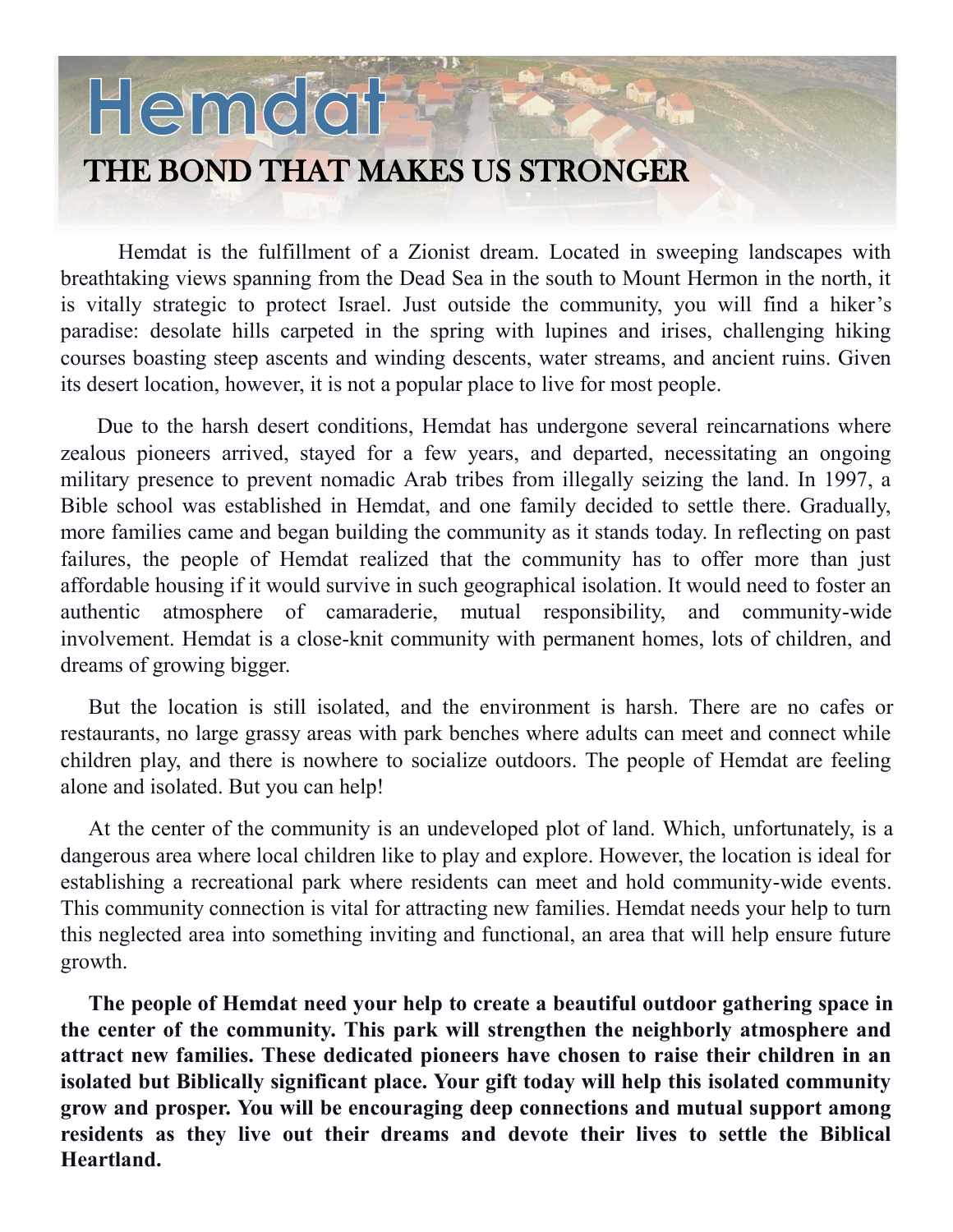# Hemdat

## THE BOND THAT MAKES US STRONGER

Hemdat is the fulfillment of a Zionist dream. Located in sweeping landscapes with breathtaking views spanning from the Dead Sea in the south to Mount Hermon in the north, it is vitally strategic to protect Israel. Just outside the community, you will find a hiker's paradise: desolate hills carpeted in the spring with lupines and irises, challenging hiking courses boasting steep ascents and winding descents, water streams, and ancient ruins. Given its desert location, however, it is not a popular place to live for most people.

Due to the harsh desert conditions, Hemdat has undergone several reincarnations where zealous pioneers arrived, stayed for a few years, and departed, necessitating an ongoing military presence to prevent nomadic Arab tribes from illegally seizing the land. In 1997, a Bible school was established in Hemdat, and one family decided to settle there. Gradually, more families came and began building the community as it stands today. In reflecting on past failures, the people of Hemdat realized that the community has to offer more than just affordable housing if it would survive in such geographical isolation. It would need to foster an authentic atmosphere of camaraderie, mutual responsibility, and community-wide involvement. Hemdat is a close-knit community with permanent homes, lots of children, and dreams of growing bigger.

But the location is still isolated, and the environment is harsh. There are no cafes or restaurants, no large grassy areas with park benches where adults can meet and connect while children play, and there is nowhere to socialize outdoors. The people of Hemdat are feeling alone and isolated. But you can help!

At the center of the community is an undeveloped plot of land. Which, unfortunately, is a dangerous area where local children like to play and explore. However, the location is ideal for establishing a recreational park where residents can meet and hold community-wide events. This community connection is vital for attracting new families. Hemdat needs your help to turn this neglected area into something inviting and functional, an area that will help ensure future growth.

**The people of Hemdat need your help to create a beautiful outdoor gathering space in the center of the community. This park will strengthen the neighborly atmosphere and attract new families. These dedicated pioneers have chosen to raise their children in an isolated but Biblically significant place. Your gift today will help this isolated community grow and prosper. You will be encouraging deep connections and mutual support among residents as they live out their dreams and devote their lives to settle the Biblical Heartland.**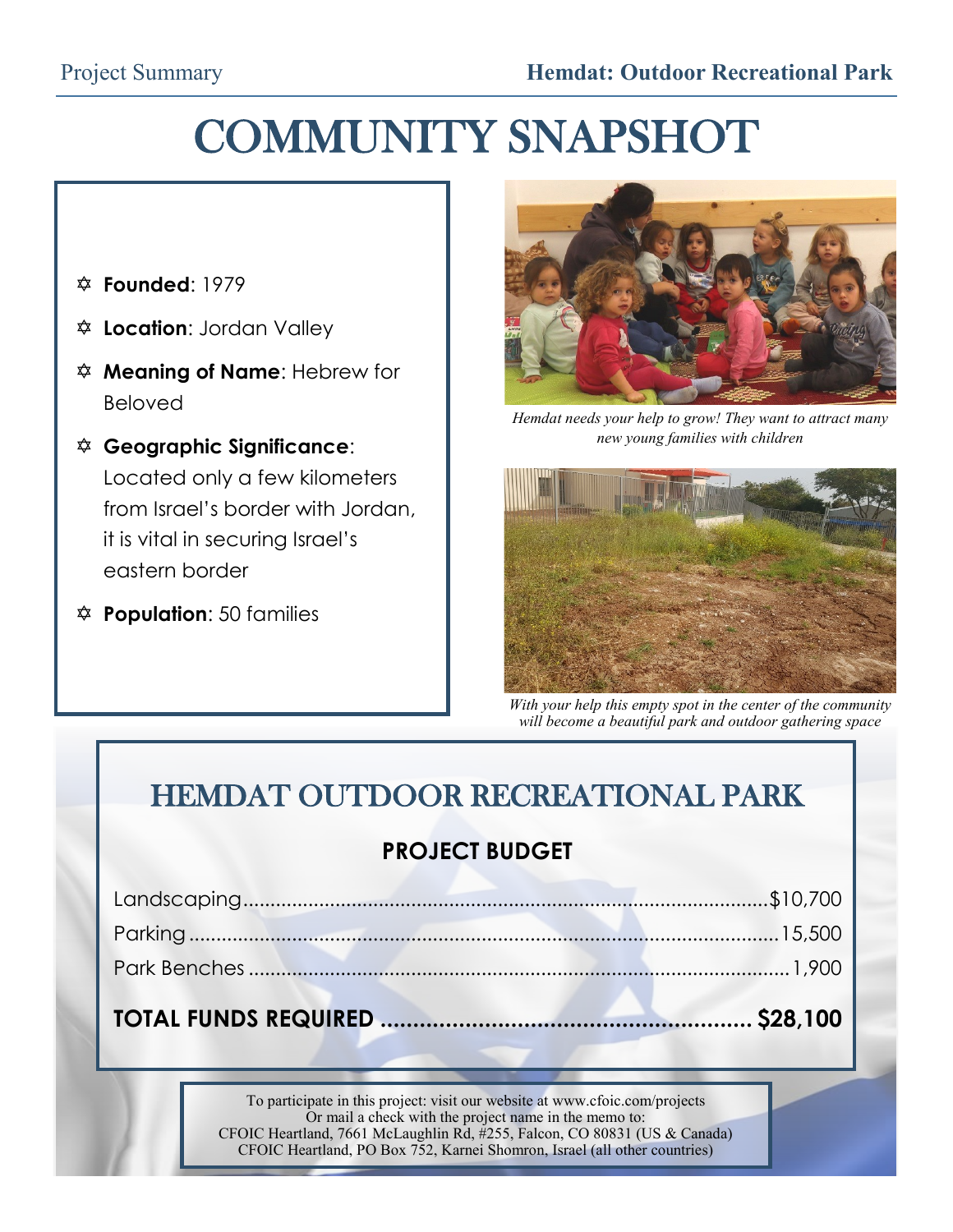# COMMUNITY SNAPSHOT

- **Founded**: 1979
- **Location**: Jordan Valley
- **Meaning of Name**: Hebrew for Beloved
- **Geographic Significance**: Located only a few kilometers from Israel's border with Jordan, it is vital in securing Israel's eastern border
- **Population**: 50 families

*Hemdat needs your help to grow! They want to attract many new young families with children*

*With your help this empty spot in the center of the community will become a beautiful park and outdoor gathering space*

## HEMDAT OUTDOOR RECREATIONAL PARK

### PROJECT BUDGET

| | |
|---|---|
| Landscaping | $10,700 |
| Parking | 15,500 |
| Park Benches | 1,900 |
| **TOTAL FUNDS REQUIRED** | **$28,100** |

To participate in this project: visit our website at www.cfoic.com/projects
Or mail a check with the project name in the memo to:
CFOIC Heartland, 7661 McLaughlin Rd, #255, Falcon, CO 80831 (US & Canada)
CFOIC Heartland, PO Box 752, Karnei Shomron, Israel (all other countries)